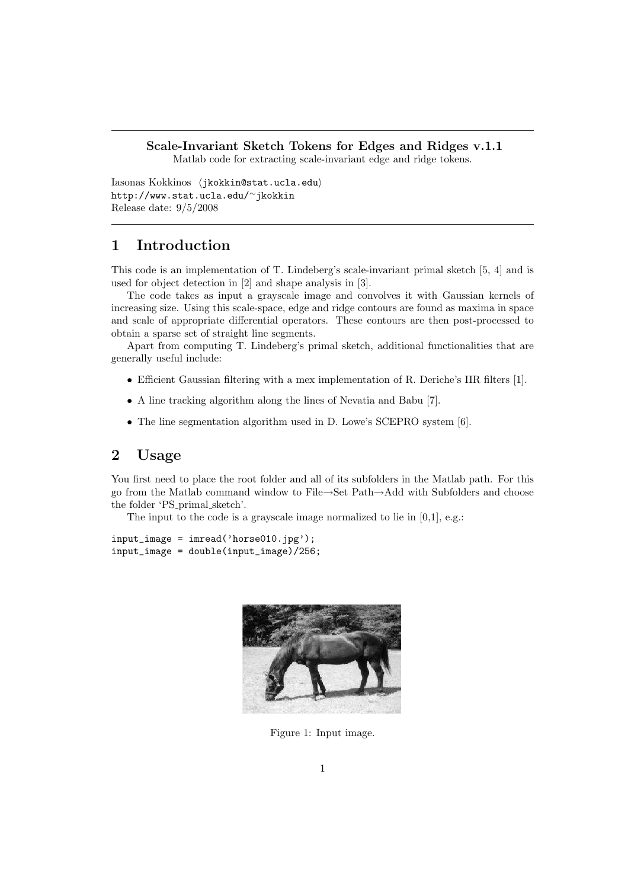**Scale-Invariant Sketch Tokens for Edges and Ridges v.1.1**

Matlab code for extracting scale-invariant edge and ridge tokens.

Iasonas Kokkinos ⟨jkokkin@stat.ucla.edu⟩
http://www.stat.ucla.edu/~jkokkin
Release date: 9/5/2008

# 1 Introduction

This code is an implementation of T. Lindeberg's scale-invariant primal sketch [5, 4] and is used for object detection in [2] and shape analysis in [3].

The code takes as input a grayscale image and convolves it with Gaussian kernels of increasing size. Using this scale-space, edge and ridge contours are found as maxima in space and scale of appropriate differential operators. These contours are then post-processed to obtain a sparse set of straight line segments.

Apart from computing T. Lindeberg's primal sketch, additional functionalities that are generally useful include:

- Efficient Gaussian filtering with a mex implementation of R. Deriche's IIR filters [1].
- A line tracking algorithm along the lines of Nevatia and Babu [7].
- The line segmentation algorithm used in D. Lowe's SCEPRO system [6].

# 2 Usage

You first need to place the root folder and all of its subfolders in the Matlab path. For this go from the Matlab command window to File→Set Path→Add with Subfolders and choose the folder 'PS_primal_sketch'.

The input to the code is a grayscale image normalized to lie in [0,1], e.g.:

```
input_image = imread('horse010.jpg');
input_image = double(input_image)/256;
```

Figure 1: Input image.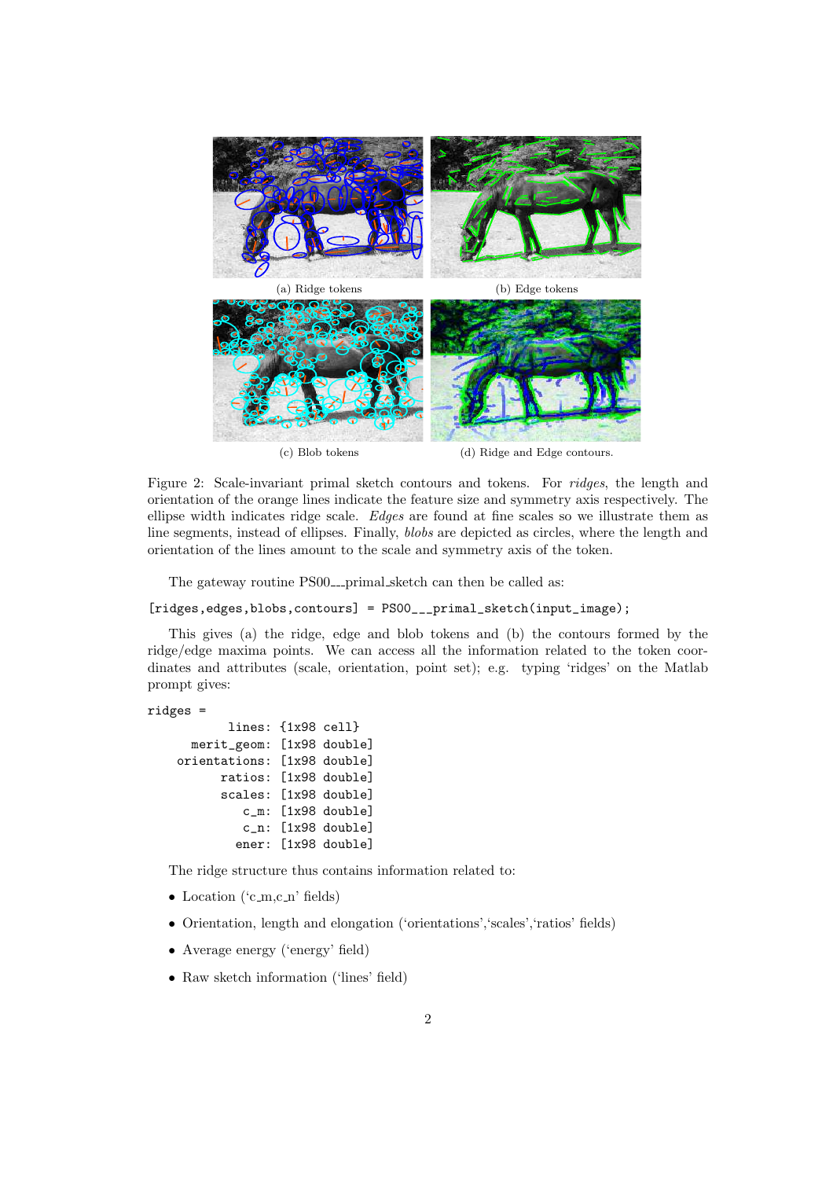(a) Ridge tokens

(b) Edge tokens

(c) Blob tokens

(d) Ridge and Edge contours.

Figure 2: Scale-invariant primal sketch contours and tokens. For *ridges*, the length and orientation of the orange lines indicate the feature size and symmetry axis respectively. The ellipse width indicates ridge scale. *Edges* are found at fine scales so we illustrate them as line segments, instead of ellipses. Finally, *blobs* are depicted as circles, where the length and orientation of the lines amount to the scale and symmetry axis of the token.

The gateway routine PS00___primal_sketch can then be called as:

```
[ridges,edges,blobs,contours] = PS00___primal_sketch(input_image);
```

This gives (a) the ridge, edge and blob tokens and (b) the contours formed by the ridge/edge maxima points. We can access all the information related to the token coordinates and attributes (scale, orientation, point set); e.g. typing 'ridges' on the Matlab prompt gives:

```
ridges =
            lines: {1x98 cell}
       merit_geom: [1x98 double]
     orientations: [1x98 double]
           ratios: [1x98 double]
           scales: [1x98 double]
              c_m: [1x98 double]
              c_n: [1x98 double]
             ener: [1x98 double]
```

The ridge structure thus contains information related to:

- Location ('c_m,c_n' fields)
- Orientation, length and elongation ('orientations','scales','ratios' fields)
- Average energy ('energy' field)
- Raw sketch information ('lines' field)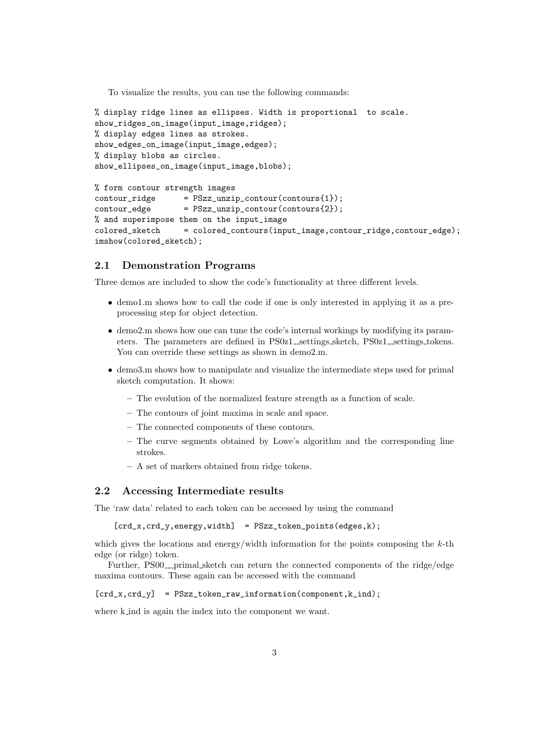To visualize the results, you can use the following commands:

```
% display ridge lines as ellipses. Width is proportional  to scale.
show_ridges_on_image(input_image,ridges);
% display edges lines as strokes.
show_edges_on_image(input_image,edges);
% display blobs as circles.
show_ellipses_on_image(input_image,blobs);

% form contour strength images
contour_ridge       = PSzz_unzip_contour(contours{1});
contour_edge        = PSzz_unzip_contour(contours{2});
% and superimpose them on the input_image
colored_sketch      = colored_contours(input_image,contour_ridge,contour_edge);
imshow(colored_sketch);
```

## 2.1 Demonstration Programs

Three demos are included to show the code's functionality at three different levels.

- demo1.m shows how to call the code if one is only interested in applying it as a pre-processing step for object detection.
- demo2.m shows how one can tune the code's internal workings by modifying its parameters. The parameters are defined in PS0z1__settings_sketch, PS0z1__settings_tokens. You can override these settings as shown in demo2.m.
- demo3.m shows how to manipulate and visualize the intermediate steps used for primal sketch computation. It shows:
  - The evolution of the normalized feature strength as a function of scale.
  - The contours of joint maxima in scale and space.
  - The connected components of these contours.
  - The curve segments obtained by Lowe's algorithm and the corresponding line strokes.
  - A set of markers obtained from ridge tokens.

## 2.2 Accessing Intermediate results

The 'raw data' related to each token can be accessed by using the command

```
[crd_x,crd_y,energy,width]  = PSzz_token_points(edges,k);
```

which gives the locations and energy/width information for the points composing the $k$-th edge (or ridge) token.

Further, PS00___primal_sketch can return the connected components of the ridge/edge maxima contours. These again can be accessed with the command

```
[crd_x,crd_y]  = PSzz_token_raw_information(component,k_ind);
```

where k_ind is again the index into the component we want.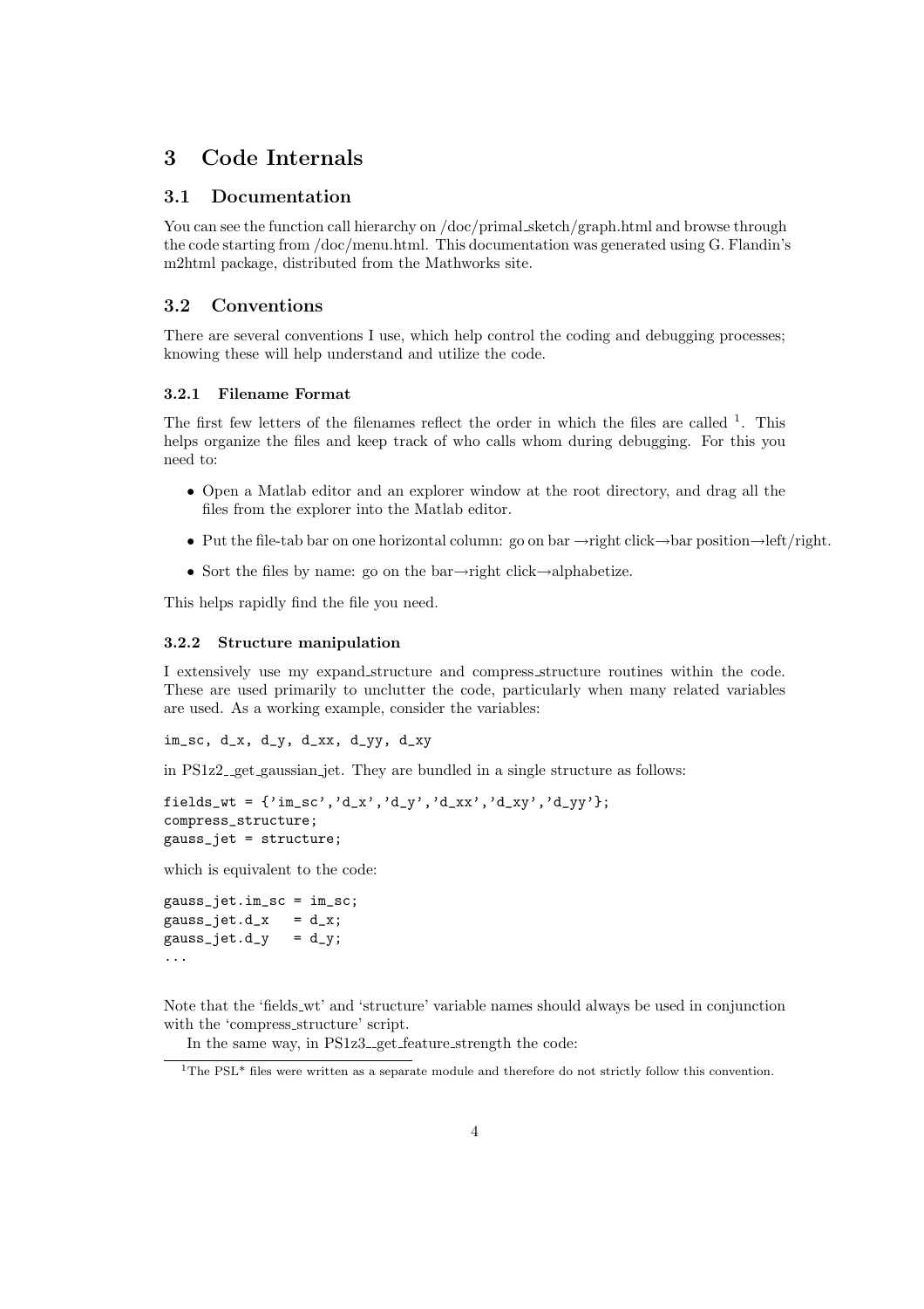# 3 Code Internals

## 3.1 Documentation

You can see the function call hierarchy on /doc/primal_sketch/graph.html and browse through the code starting from /doc/menu.html. This documentation was generated using G. Flandin's m2html package, distributed from the Mathworks site.

## 3.2 Conventions

There are several conventions I use, which help control the coding and debugging processes; knowing these will help understand and utilize the code.

### 3.2.1 Filename Format

The first few letters of the filenames reflect the order in which the files are called [1]. This helps organize the files and keep track of who calls whom during debugging. For this you need to:

- Open a Matlab editor and an explorer window at the root directory, and drag all the files from the explorer into the Matlab editor.
- Put the file-tab bar on one horizontal column: go on bar →right click→bar position→left/right.
- Sort the files by name: go on the bar→right click→alphabetize.

This helps rapidly find the file you need.

### 3.2.2 Structure manipulation

I extensively use my expand_structure and compress_structure routines within the code. These are used primarily to unclutter the code, particularly when many related variables are used. As a working example, consider the variables:

```
im_sc, d_x, d_y, d_xx, d_yy, d_xy
```

in PS1z2__get_gaussian_jet. They are bundled in a single structure as follows:

```
fields_wt = {'im_sc','d_x','d_y','d_xx','d_xy','d_yy'};
compress_structure;
gauss_jet = structure;
```

which is equivalent to the code:

```
gauss_jet.im_sc = im_sc;
gauss_jet.d_x   = d_x;
gauss_jet.d_y   = d_y;
...
```

Note that the 'fields_wt' and 'structure' variable names should always be used in conjunction with the 'compress_structure' script.

In the same way, in PS1z3__get_feature_strength the code:

[1] The PSL* files were written as a separate module and therefore do not strictly follow this convention.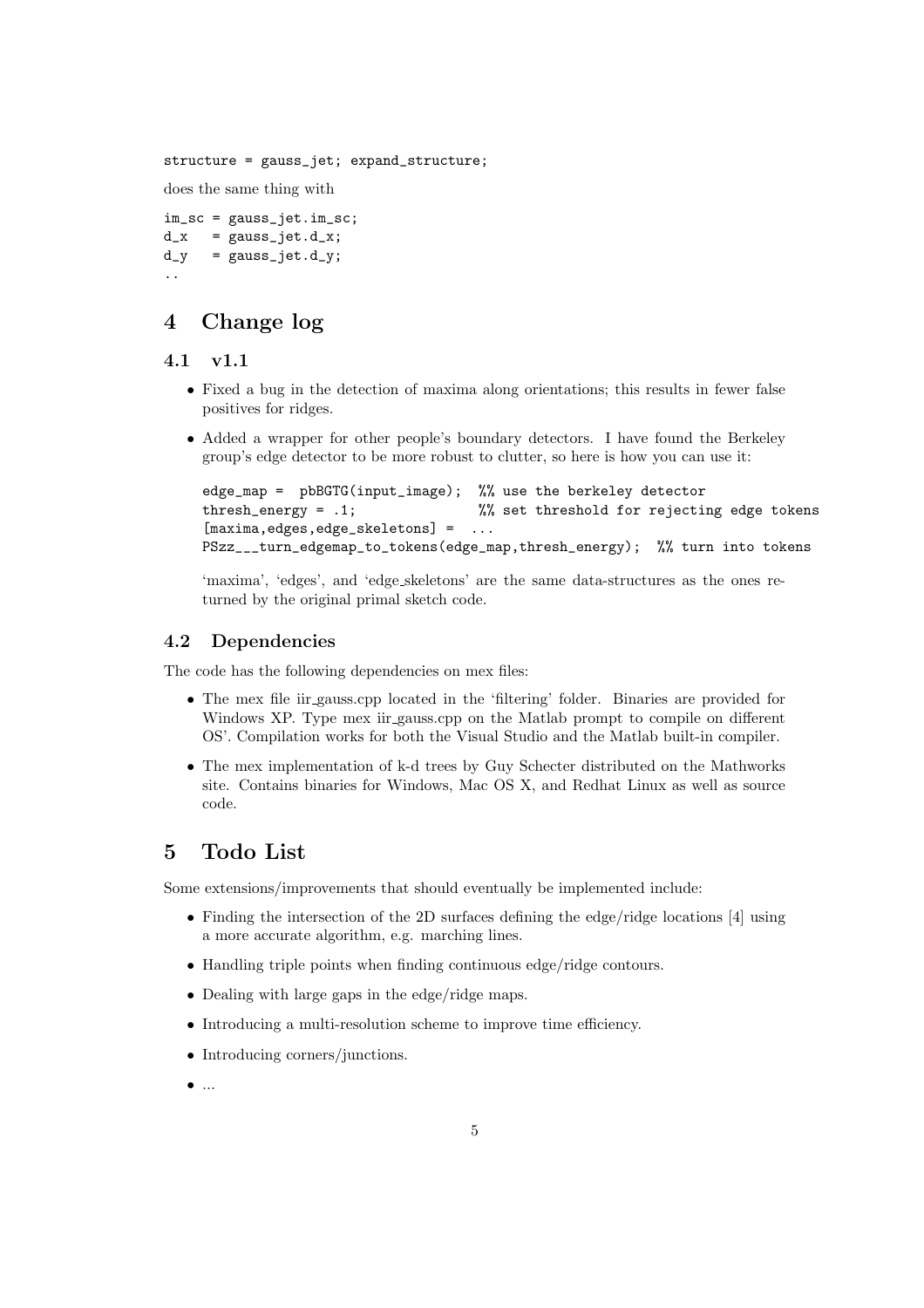```
structure = gauss_jet; expand_structure;
```

does the same thing with

```
im_sc = gauss_jet.im_sc;
d_x   = gauss_jet.d_x;
d_y   = gauss_jet.d_y;
..
```

# 4 Change log

## 4.1 v1.1

- Fixed a bug in the detection of maxima along orientations; this results in fewer false positives for ridges.
- Added a wrapper for other people's boundary detectors. I have found the Berkeley group's edge detector to be more robust to clutter, so here is how you can use it:

  ```
  edge_map =  pbBGTG(input_image);  %% use the berkeley detector
  thresh_energy = .1;               %% set threshold for rejecting edge tokens
  [maxima,edges,edge_skeletons] =  ...
  PSzz___turn_edgemap_to_tokens(edge_map,thresh_energy);  %% turn into tokens
  ```

  'maxima', 'edges', and 'edge_skeletons' are the same data-structures as the ones returned by the original primal sketch code.

## 4.2 Dependencies

The code has the following dependencies on mex files:

- The mex file iir_gauss.cpp located in the 'filtering' folder. Binaries are provided for Windows XP. Type mex iir_gauss.cpp on the Matlab prompt to compile on different OS'. Compilation works for both the Visual Studio and the Matlab built-in compiler.
- The mex implementation of k-d trees by Guy Schecter distributed on the Mathworks site. Contains binaries for Windows, Mac OS X, and Redhat Linux as well as source code.

# 5 Todo List

Some extensions/improvements that should eventually be implemented include:

- Finding the intersection of the 2D surfaces defining the edge/ridge locations [4] using a more accurate algorithm, e.g. marching lines.
- Handling triple points when finding continuous edge/ridge contours.
- Dealing with large gaps in the edge/ridge maps.
- Introducing a multi-resolution scheme to improve time efficiency.
- Introducing corners/junctions.
- ...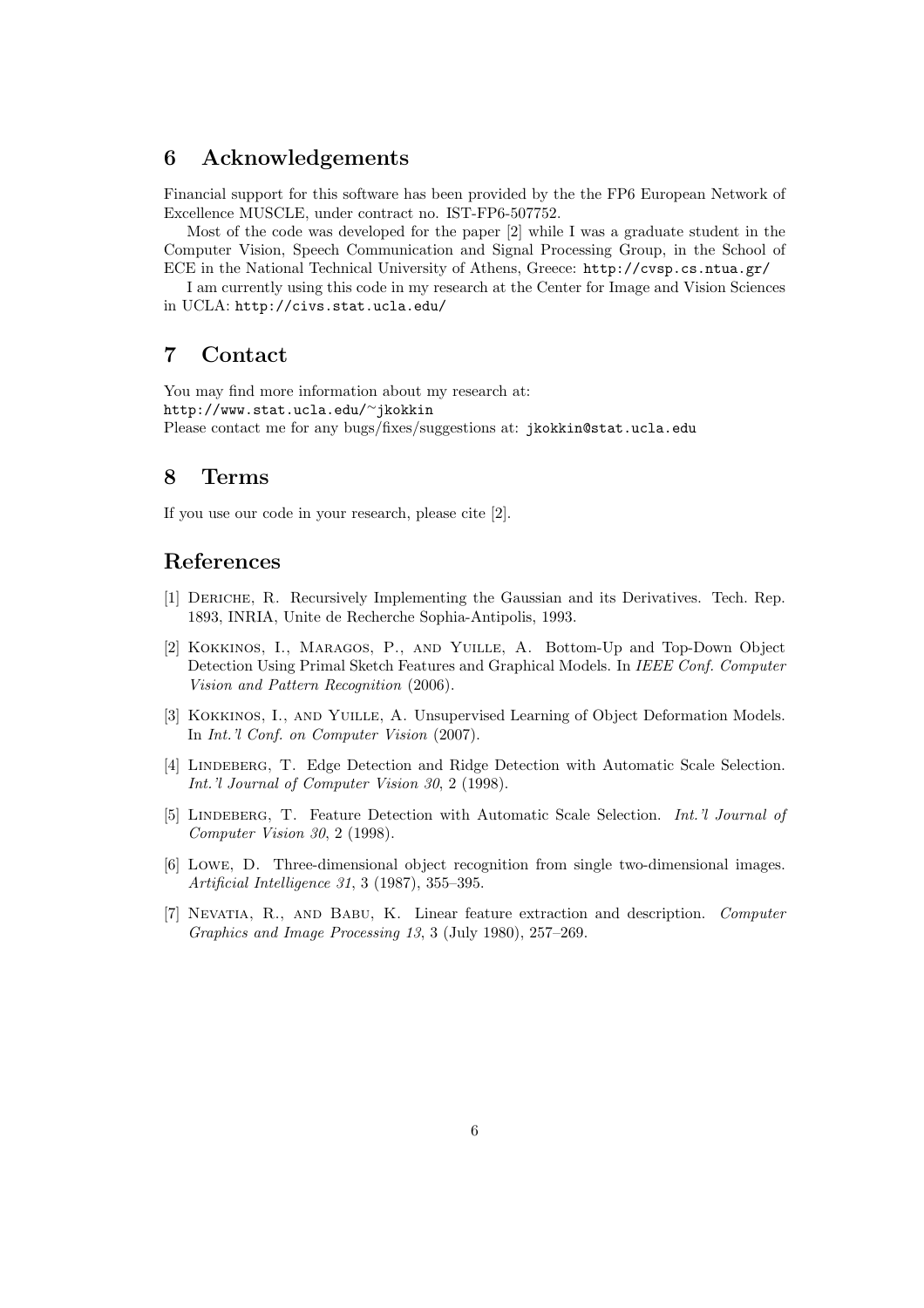## 6 Acknowledgements

Financial support for this software has been provided by the the FP6 European Network of Excellence MUSCLE, under contract no. IST-FP6-507752.

Most of the code was developed for the paper [2] while I was a graduate student in the Computer Vision, Speech Communication and Signal Processing Group, in the School of ECE in the National Technical University of Athens, Greece: `http://cvsp.cs.ntua.gr/`

I am currently using this code in my research at the Center for Image and Vision Sciences in UCLA: `http://civs.stat.ucla.edu/`

## 7 Contact

You may find more information about my research at:
`http://www.stat.ucla.edu/~jkokkin`
Please contact me for any bugs/fixes/suggestions at: `jkokkin@stat.ucla.edu`

## 8 Terms

If you use our code in your research, please cite [2].

## References

[1] Deriche, R. Recursively Implementing the Gaussian and its Derivatives. Tech. Rep. 1893, INRIA, Unite de Recherche Sophia-Antipolis, 1993.

[2] Kokkinos, I., Maragos, P., and Yuille, A. Bottom-Up and Top-Down Object Detection Using Primal Sketch Features and Graphical Models. In *IEEE Conf. Computer Vision and Pattern Recognition* (2006).

[3] Kokkinos, I., and Yuille, A. Unsupervised Learning of Object Deformation Models. In *Int.'l Conf. on Computer Vision* (2007).

[4] Lindeberg, T. Edge Detection and Ridge Detection with Automatic Scale Selection. *Int.'l Journal of Computer Vision 30*, 2 (1998).

[5] Lindeberg, T. Feature Detection with Automatic Scale Selection. *Int.'l Journal of Computer Vision 30*, 2 (1998).

[6] Lowe, D. Three-dimensional object recognition from single two-dimensional images. *Artificial Intelligence 31*, 3 (1987), 355–395.

[7] Nevatia, R., and Babu, K. Linear feature extraction and description. *Computer Graphics and Image Processing 13*, 3 (July 1980), 257–269.